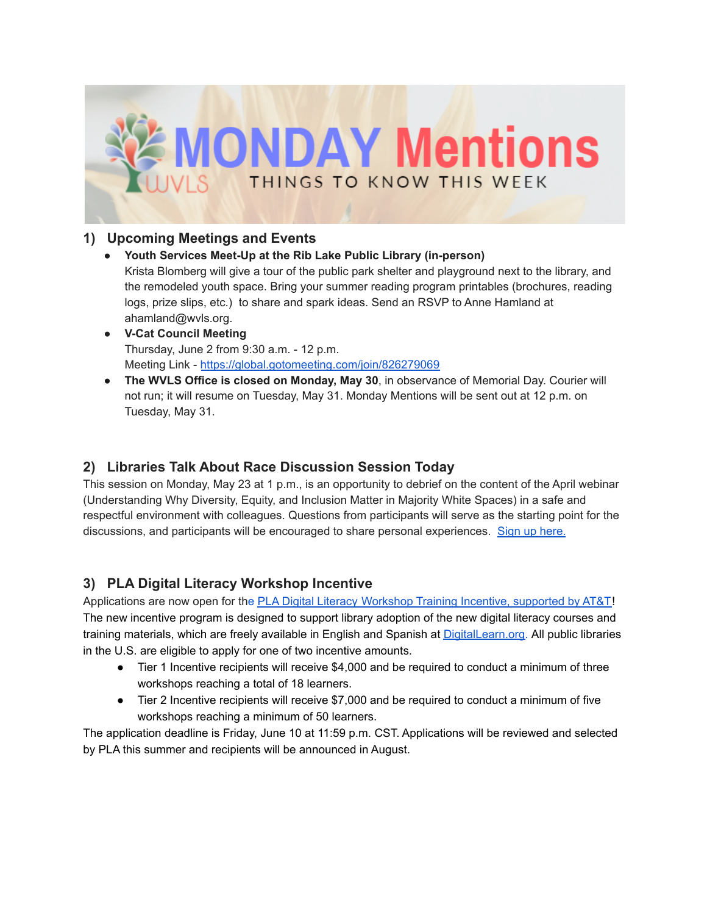# MONDAY Mentions

WVLS — THINGS TO KNOW THIS WEEK

## 1) Upcoming Meetings and Events

- **Youth Services Meet-Up at the Rib Lake Public Library (in-person)**
  Krista Blomberg will give a tour of the public park shelter and playground next to the library, and the remodeled youth space. Bring your summer reading program printables (brochures, reading logs, prize slips, etc.) to share and spark ideas. Send an RSVP to Anne Hamland at ahamland@wvls.org.
- **V-Cat Council Meeting**
  Thursday, June 2 from 9:30 a.m. - 12 p.m.
  Meeting Link - [https://global.gotomeeting.com/join/826279069](https://global.gotomeeting.com/join/826279069)
- **The WVLS Office is closed on Monday, May 30**, in observance of Memorial Day. Courier will not run; it will resume on Tuesday, May 31. Monday Mentions will be sent out at 12 p.m. on Tuesday, May 31.

## 2) Libraries Talk About Race Discussion Session Today

This session on Monday, May 23 at 1 p.m., is an opportunity to debrief on the content of the April webinar (Understanding Why Diversity, Equity, and Inclusion Matter in Majority White Spaces) in a safe and respectful environment with colleagues. Questions from participants will serve as the starting point for the discussions, and participants will be encouraged to share personal experiences. Sign up here.

## 3) PLA Digital Literacy Workshop Incentive

Applications are now open for the PLA Digital Literacy Workshop Training Incentive, supported by AT&T! The new incentive program is designed to support library adoption of the new digital literacy courses and training materials, which are freely available in English and Spanish at DigitalLearn.org. All public libraries in the U.S. are eligible to apply for one of two incentive amounts.

- Tier 1 Incentive recipients will receive $4,000 and be required to conduct a minimum of three workshops reaching a total of 18 learners.
- Tier 2 Incentive recipients will receive $7,000 and be required to conduct a minimum of five workshops reaching a minimum of 50 learners.

The application deadline is Friday, June 10 at 11:59 p.m. CST. Applications will be reviewed and selected by PLA this summer and recipients will be announced in August.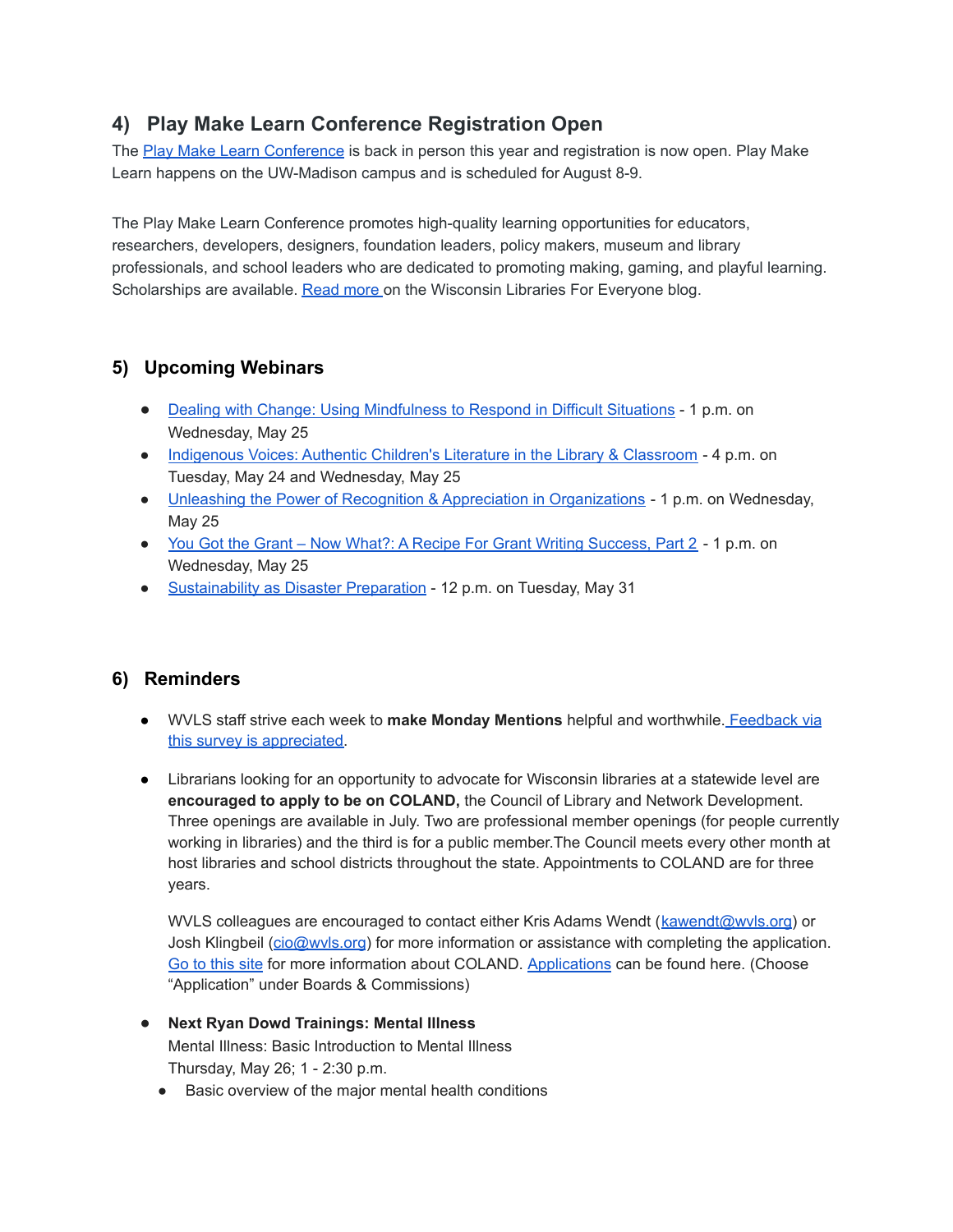## 4) Play Make Learn Conference Registration Open

The Play Make Learn Conference is back in person this year and registration is now open. Play Make Learn happens on the UW-Madison campus and is scheduled for August 8-9.

The Play Make Learn Conference promotes high-quality learning opportunities for educators, researchers, developers, designers, foundation leaders, policy makers, museum and library professionals, and school leaders who are dedicated to promoting making, gaming, and playful learning. Scholarships are available. Read more on the Wisconsin Libraries For Everyone blog.

## 5) Upcoming Webinars

- Dealing with Change: Using Mindfulness to Respond in Difficult Situations - 1 p.m. on Wednesday, May 25
- Indigenous Voices: Authentic Children's Literature in the Library & Classroom - 4 p.m. on Tuesday, May 24 and Wednesday, May 25
- Unleashing the Power of Recognition & Appreciation in Organizations - 1 p.m. on Wednesday, May 25
- You Got the Grant – Now What?: A Recipe For Grant Writing Success, Part 2 - 1 p.m. on Wednesday, May 25
- Sustainability as Disaster Preparation - 12 p.m. on Tuesday, May 31

## 6) Reminders

- WVLS staff strive each week to **make Monday Mentions** helpful and worthwhile. Feedback via this survey is appreciated.

- Librarians looking for an opportunity to advocate for Wisconsin libraries at a statewide level are **encouraged to apply to be on COLAND,** the Council of Library and Network Development. Three openings are available in July. Two are professional member openings (for people currently working in libraries) and the third is for a public member.The Council meets every other month at host libraries and school districts throughout the state. Appointments to COLAND are for three years.

  WVLS colleagues are encouraged to contact either Kris Adams Wendt (kawendt@wvls.org) or Josh Klingbeil (cio@wvls.org) for more information or assistance with completing the application. Go to this site for more information about COLAND. Applications can be found here. (Choose "Application" under Boards & Commissions)

- **Next Ryan Dowd Trainings: Mental Illness**
  Mental Illness: Basic Introduction to Mental Illness
  Thursday, May 26; 1 - 2:30 p.m.
  - Basic overview of the major mental health conditions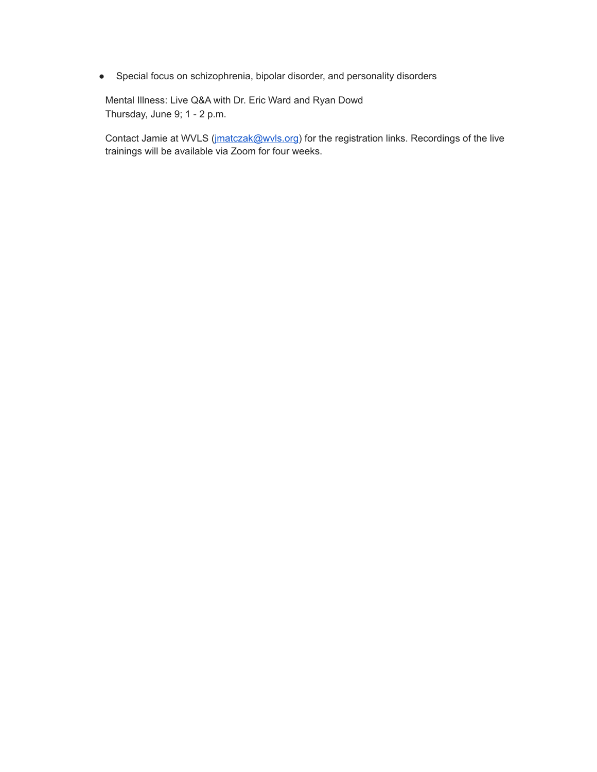- Special focus on schizophrenia, bipolar disorder, and personality disorders

Mental Illness: Live Q&A with Dr. Eric Ward and Ryan Dowd
Thursday, June 9; 1 - 2 p.m.

Contact Jamie at WVLS ([jmatczak@wvls.org](mailto:jmatczak@wvls.org)) for the registration links. Recordings of the live trainings will be available via Zoom for four weeks.